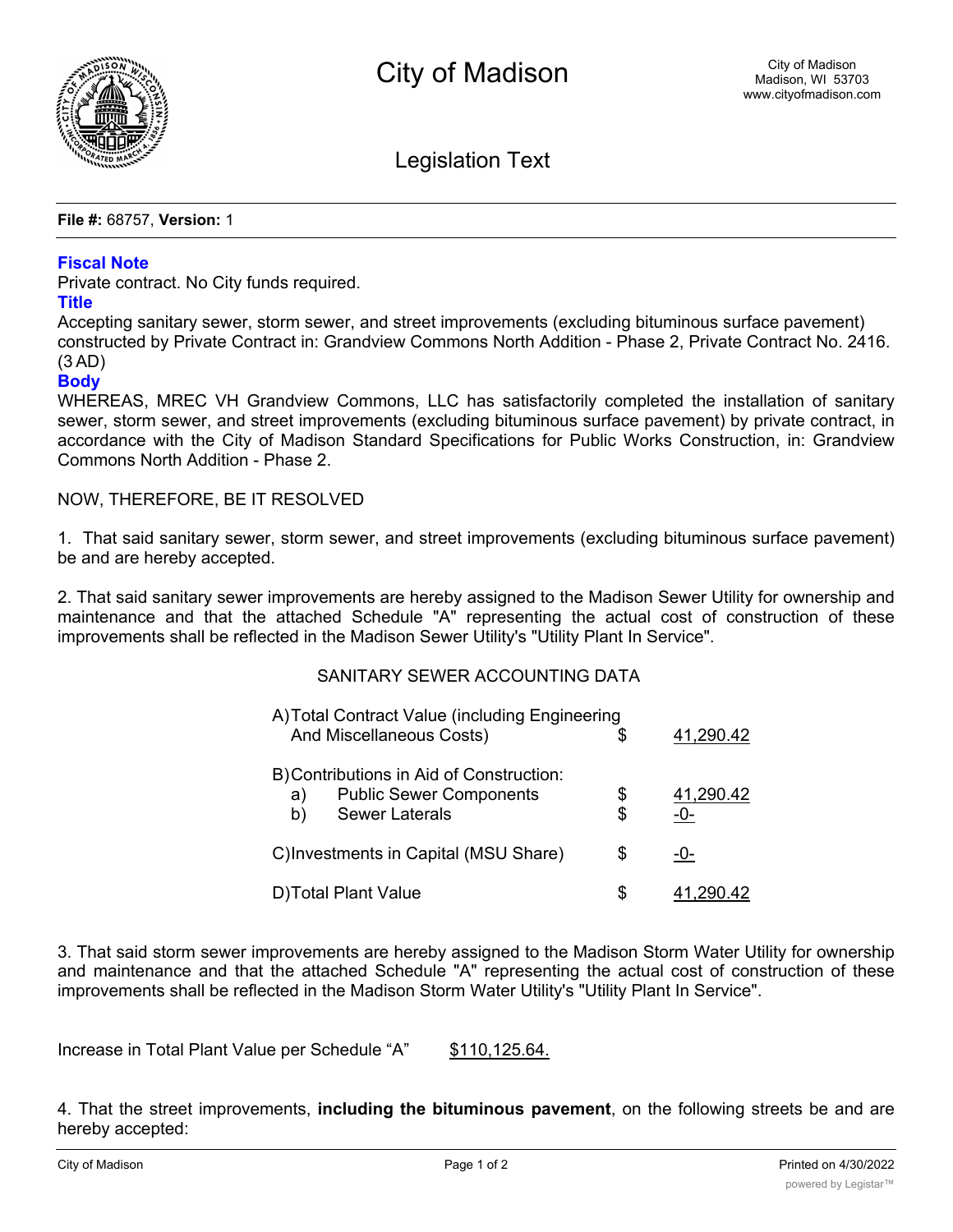# City of Madison

City of Madison
Madison, WI 53703
www.cityofmadison.com

## Legislation Text

**File #:** 68757, **Version:** 1

### Fiscal Note

Private contract. No City funds required.

### Title

Accepting sanitary sewer, storm sewer, and street improvements (excluding bituminous surface pavement) constructed by Private Contract in: Grandview Commons North Addition - Phase 2, Private Contract No. 2416. (3 AD)

### Body

WHEREAS, MREC VH Grandview Commons, LLC has satisfactorily completed the installation of sanitary sewer, storm sewer, and street improvements (excluding bituminous surface pavement) by private contract, in accordance with the City of Madison Standard Specifications for Public Works Construction, in: Grandview Commons North Addition - Phase 2.

NOW, THEREFORE, BE IT RESOLVED

1. That said sanitary sewer, storm sewer, and street improvements (excluding bituminous surface pavement) be and are hereby accepted.

2. That said sanitary sewer improvements are hereby assigned to the Madison Sewer Utility for ownership and maintenance and that the attached Schedule "A" representing the actual cost of construction of these improvements shall be reflected in the Madison Sewer Utility's "Utility Plant In Service".

SANITARY SEWER ACCOUNTING DATA

| | | |
|---|---|---|
| A) Total Contract Value (including Engineering And Miscellaneous Costs) | $ | 41,290.42 |
| B) Contributions in Aid of Construction: | | |
| a) Public Sewer Components | $ | 41,290.42 |
| b) Sewer Laterals | $ | -0- |
| C) Investments in Capital (MSU Share) | $ | -0- |
| D) Total Plant Value | $ | 41,290.42 |

3. That said storm sewer improvements are hereby assigned to the Madison Storm Water Utility for ownership and maintenance and that the attached Schedule "A" representing the actual cost of construction of these improvements shall be reflected in the Madison Storm Water Utility's "Utility Plant In Service".

Increase in Total Plant Value per Schedule "A" $110,125.64.

4. That the street improvements, **including the bituminous pavement**, on the following streets be and are hereby accepted: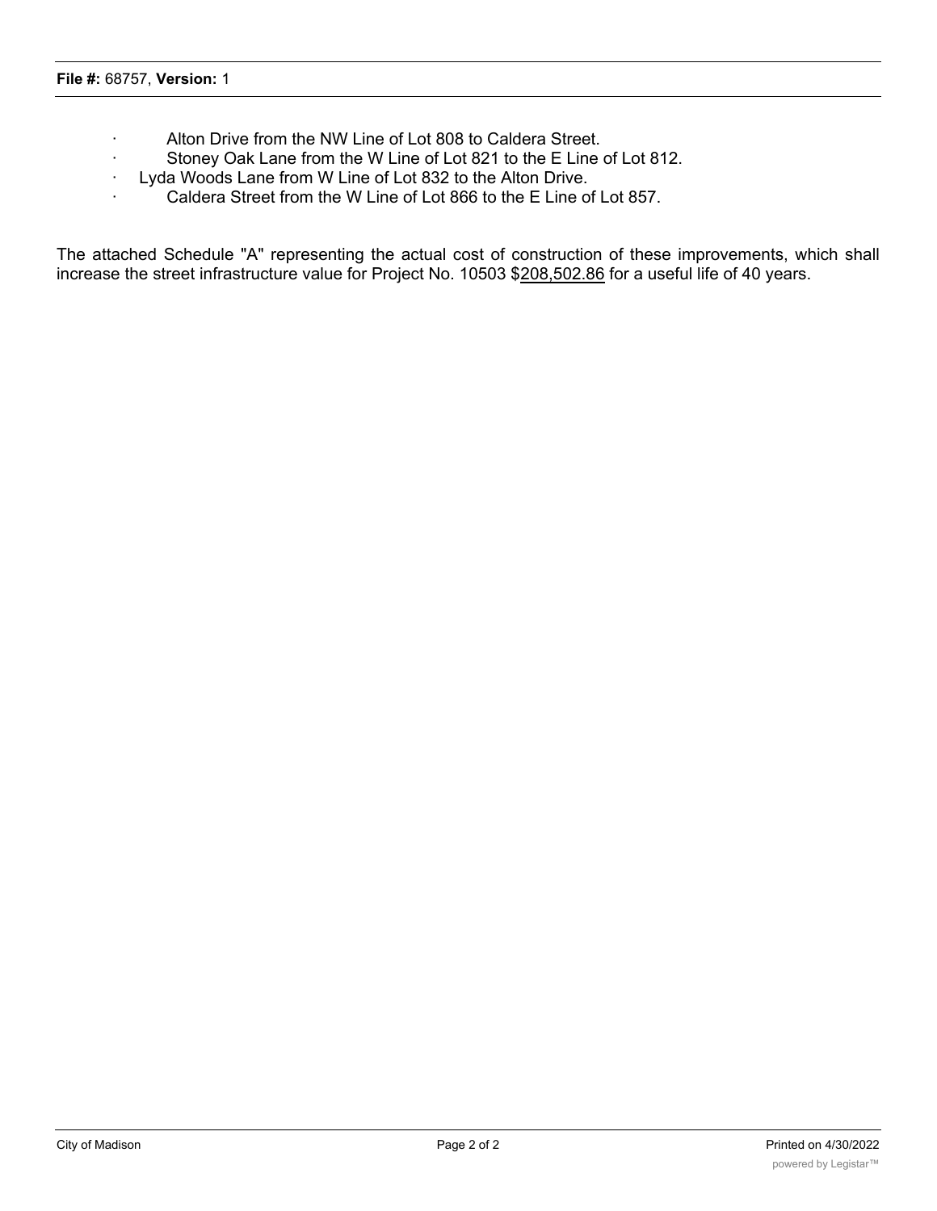- Alton Drive from the NW Line of Lot 808 to Caldera Street.
- Stoney Oak Lane from the W Line of Lot 821 to the E Line of Lot 812.
- Lyda Woods Lane from W Line of Lot 832 to the Alton Drive.
- Caldera Street from the W Line of Lot 866 to the E Line of Lot 857.

The attached Schedule "A" representing the actual cost of construction of these improvements, which shall increase the street infrastructure value for Project No. 10503 $208,502.86 for a useful life of 40 years.